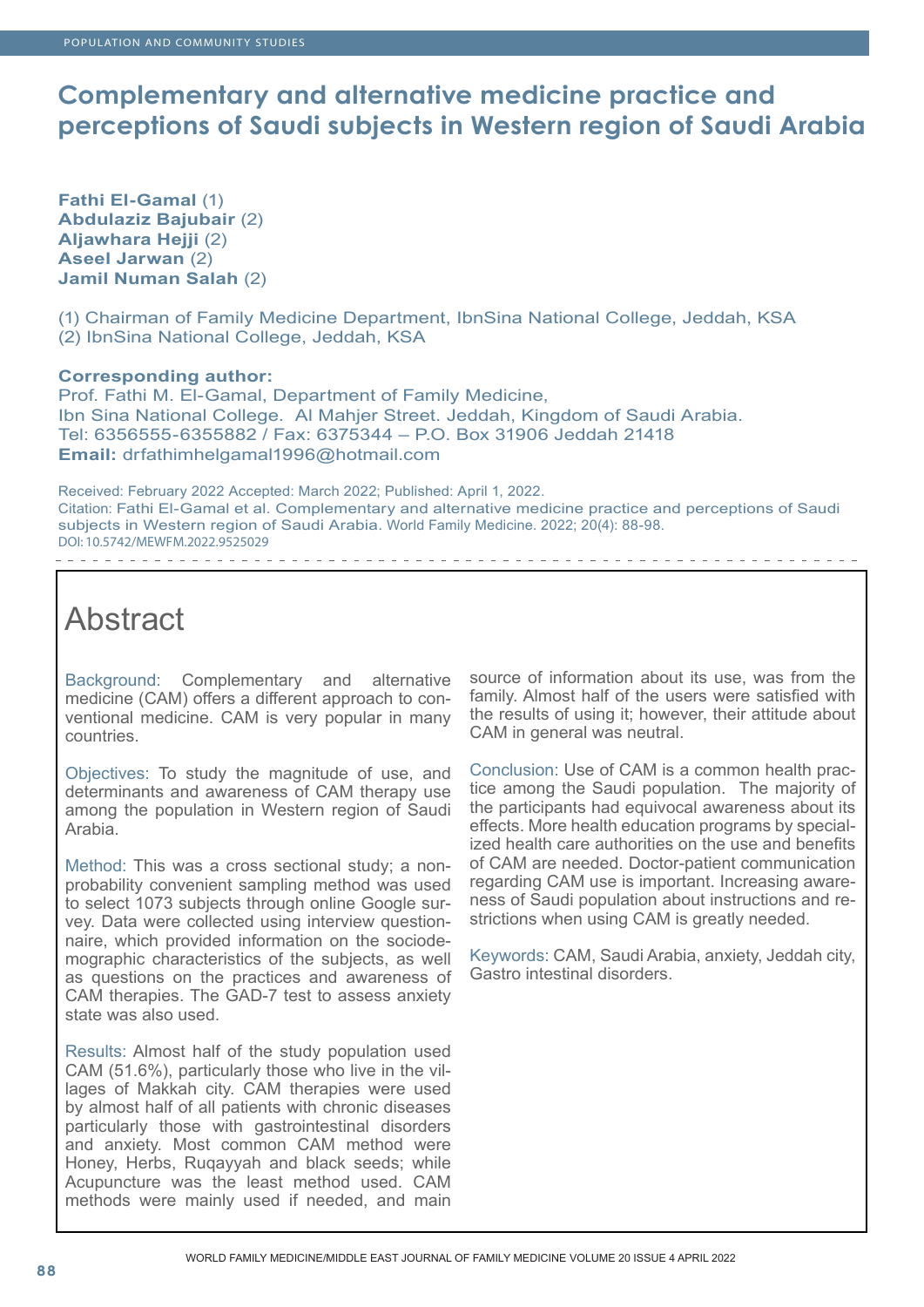# Complementary and alternative medicine practice and perceptions of Saudi subjects in Western region of Saudi Arabia

**Fathi El-Gamal** (1)
**Abdulaziz Bajubair** (2)
**Aljawhara Hejji** (2)
**Aseel Jarwan** (2)
**Jamil Numan Salah** (2)

(1) Chairman of Family Medicine Department, IbnSina National College, Jeddah, KSA
(2) IbnSina National College, Jeddah, KSA

**Corresponding author:**
Prof. Fathi M. El-Gamal, Department of Family Medicine,
Ibn Sina National College. Al Mahjer Street. Jeddah, Kingdom of Saudi Arabia.
Tel: 6356555-6355882 / Fax: 6375344 – P.O. Box 31906 Jeddah 21418
**Email:** drfathimhelgamal1996@hotmail.com

Received: February 2022 Accepted: March 2022; Published: April 1, 2022.
Citation: Fathi El-Gamal et al. Complementary and alternative medicine practice and perceptions of Saudi subjects in Western region of Saudi Arabia. World Family Medicine. 2022; 20(4): 88-98.
DOI: 10.5742/MEWFM.2022.9525029

## Abstract

Background: Complementary and alternative medicine (CAM) offers a different approach to conventional medicine. CAM is very popular in many countries.

Objectives: To study the magnitude of use, and determinants and awareness of CAM therapy use among the population in Western region of Saudi Arabia.

Method: This was a cross sectional study; a non-probability convenient sampling method was used to select 1073 subjects through online Google survey. Data were collected using interview questionnaire, which provided information on the sociodemographic characteristics of the subjects, as well as questions on the practices and awareness of CAM therapies. The GAD-7 test to assess anxiety state was also used.

Results: Almost half of the study population used CAM (51.6%), particularly those who live in the villages of Makkah city. CAM therapies were used by almost half of all patients with chronic diseases particularly those with gastrointestinal disorders and anxiety. Most common CAM method were Honey, Herbs, Ruqayyah and black seeds; while Acupuncture was the least method used. CAM methods were mainly used if needed, and main source of information about its use, was from the family. Almost half of the users were satisfied with the results of using it; however, their attitude about CAM in general was neutral.

Conclusion: Use of CAM is a common health practice among the Saudi population. The majority of the participants had equivocal awareness about its effects. More health education programs by specialized health care authorities on the use and benefits of CAM are needed. Doctor-patient communication regarding CAM use is important. Increasing awareness of Saudi population about instructions and restrictions when using CAM is greatly needed.

Keywords: CAM, Saudi Arabia, anxiety, Jeddah city, Gastro intestinal disorders.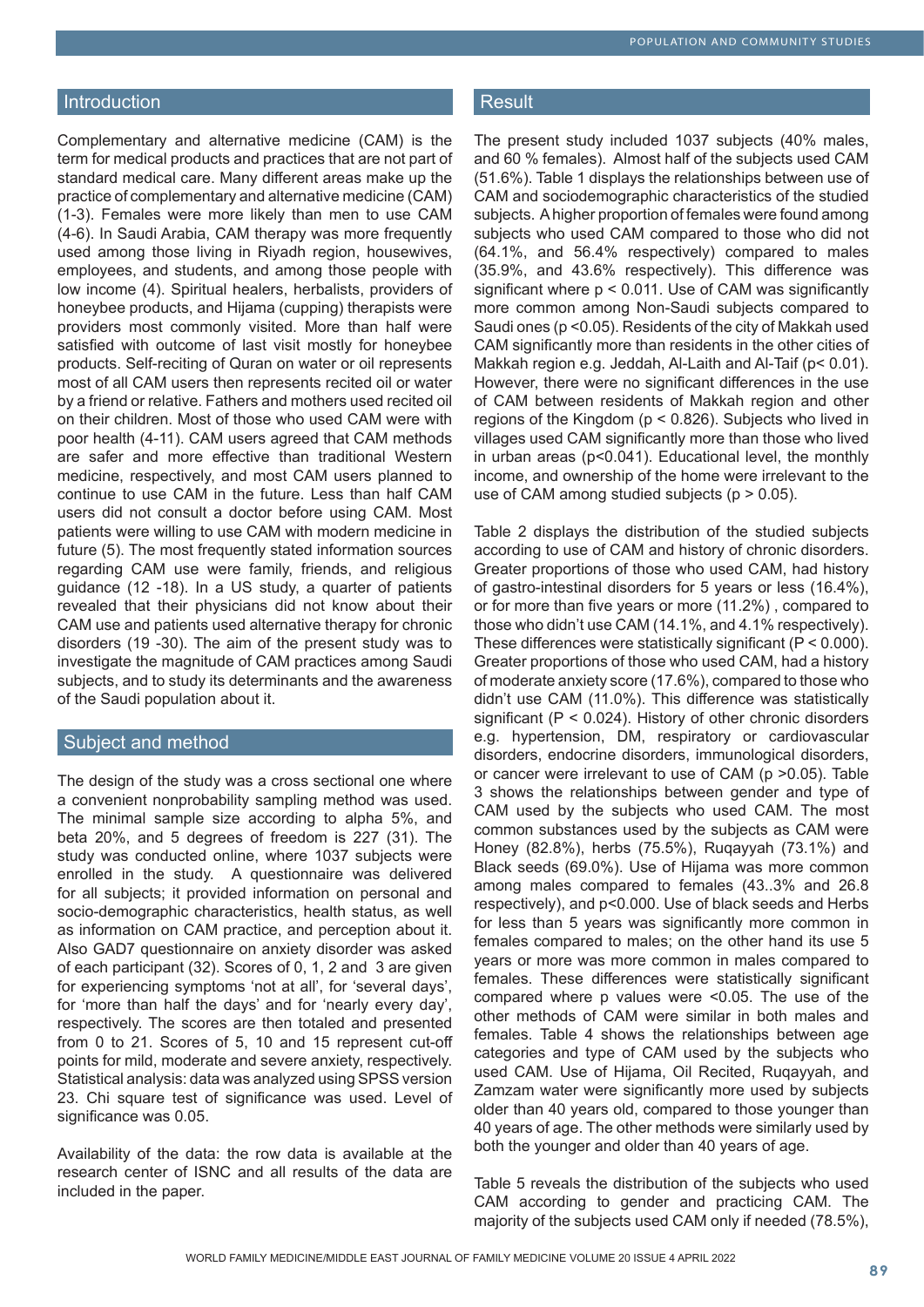## Introduction

Complementary and alternative medicine (CAM) is the term for medical products and practices that are not part of standard medical care. Many different areas make up the practice of complementary and alternative medicine (CAM) (1-3). Females were more likely than men to use CAM (4-6). In Saudi Arabia, CAM therapy was more frequently used among those living in Riyadh region, housewives, employees, and students, and among those people with low income (4). Spiritual healers, herbalists, providers of honeybee products, and Hijama (cupping) therapists were providers most commonly visited. More than half were satisfied with outcome of last visit mostly for honeybee products. Self-reciting of Quran on water or oil represents most of all CAM users then represents recited oil or water by a friend or relative. Fathers and mothers used recited oil on their children. Most of those who used CAM were with poor health (4-11). CAM users agreed that CAM methods are safer and more effective than traditional Western medicine, respectively, and most CAM users planned to continue to use CAM in the future. Less than half CAM users did not consult a doctor before using CAM. Most patients were willing to use CAM with modern medicine in future (5). The most frequently stated information sources regarding CAM use were family, friends, and religious guidance (12 -18). In a US study, a quarter of patients revealed that their physicians did not know about their CAM use and patients used alternative therapy for chronic disorders (19 -30). The aim of the present study was to investigate the magnitude of CAM practices among Saudi subjects, and to study its determinants and the awareness of the Saudi population about it.

## Subject and method

The design of the study was a cross sectional one where a convenient nonprobability sampling method was used. The minimal sample size according to alpha 5%, and beta 20%, and 5 degrees of freedom is 227 (31). The study was conducted online, where 1037 subjects were enrolled in the study. A questionnaire was delivered for all subjects; it provided information on personal and socio-demographic characteristics, health status, as well as information on CAM practice, and perception about it. Also GAD7 questionnaire on anxiety disorder was asked of each participant (32). Scores of 0, 1, 2 and 3 are given for experiencing symptoms 'not at all', for 'several days', for 'more than half the days' and for 'nearly every day', respectively. The scores are then totaled and presented from 0 to 21. Scores of 5, 10 and 15 represent cut-off points for mild, moderate and severe anxiety, respectively. Statistical analysis: data was analyzed using SPSS version 23. Chi square test of significance was used. Level of significance was 0.05.

Availability of the data: the row data is available at the research center of ISNC and all results of the data are included in the paper.

## Result

The present study included 1037 subjects (40% males, and 60 % females). Almost half of the subjects used CAM (51.6%). Table 1 displays the relationships between use of CAM and sociodemographic characteristics of the studied subjects. A higher proportion of females were found among subjects who used CAM compared to those who did not (64.1%, and 56.4% respectively) compared to males (35.9%, and 43.6% respectively). This difference was significant where $p < 0.011$. Use of CAM was significantly more common among Non-Saudi subjects compared to Saudi ones ($p < 0.05$). Residents of the city of Makkah used CAM significantly more than residents in the other cities of Makkah region e.g. Jeddah, Al-Laith and Al-Taif ($p < 0.01$). However, there were no significant differences in the use of CAM between residents of Makkah region and other regions of the Kingdom ($p < 0.826$). Subjects who lived in villages used CAM significantly more than those who lived in urban areas ($p < 0.041$). Educational level, the monthly income, and ownership of the home were irrelevant to the use of CAM among studied subjects ($p > 0.05$).

Table 2 displays the distribution of the studied subjects according to use of CAM and history of chronic disorders. Greater proportions of those who used CAM, had history of gastro-intestinal disorders for 5 years or less (16.4%), or for more than five years or more (11.2%) , compared to those who didn't use CAM (14.1%, and 4.1% respectively). These differences were statistically significant ($P < 0.000$). Greater proportions of those who used CAM, had a history of moderate anxiety score (17.6%), compared to those who didn't use CAM (11.0%). This difference was statistically significant ($P < 0.024$). History of other chronic disorders e.g. hypertension, DM, respiratory or cardiovascular disorders, endocrine disorders, immunological disorders, or cancer were irrelevant to use of CAM ($p > 0.05$). Table 3 shows the relationships between gender and type of CAM used by the subjects who used CAM. The most common substances used by the subjects as CAM were Honey (82.8%), herbs (75.5%), Ruqayyah (73.1%) and Black seeds (69.0%). Use of Hijama was more common among males compared to females (43..3% and 26.8 respectively), and $p < 0.000$. Use of black seeds and Herbs for less than 5 years was significantly more common in females compared to males; on the other hand its use 5 years or more was more common in males compared to females. These differences were statistically significant compared where p values were $< 0.05$. The use of the other methods of CAM were similar in both males and females. Table 4 shows the relationships between age categories and type of CAM used by the subjects who used CAM. Use of Hijama, Oil Recited, Ruqayyah, and Zamzam water were significantly more used by subjects older than 40 years old, compared to those younger than 40 years of age. The other methods were similarly used by both the younger and older than 40 years of age.

Table 5 reveals the distribution of the subjects who used CAM according to gender and practicing CAM. The majority of the subjects used CAM only if needed (78.5%),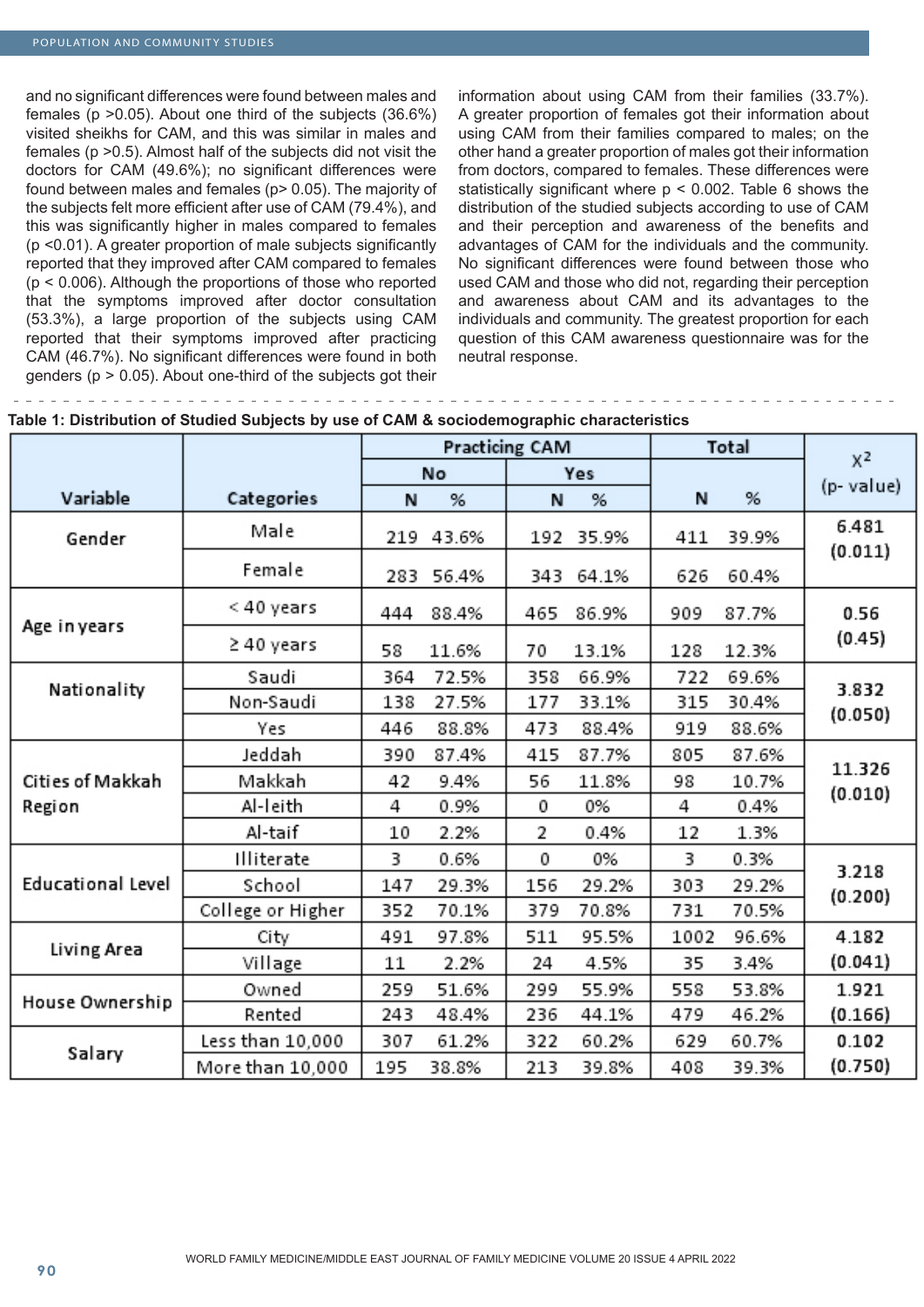and no significant differences were found between males and females (p >0.05). About one third of the subjects (36.6%) visited sheikhs for CAM, and this was similar in males and females (p >0.5). Almost half of the subjects did not visit the doctors for CAM (49.6%); no significant differences were found between males and females (p> 0.05). The majority of the subjects felt more efficient after use of CAM (79.4%), and this was significantly higher in males compared to females (p <0.01). A greater proportion of male subjects significantly reported that they improved after CAM compared to females (p < 0.006). Although the proportions of those who reported that the symptoms improved after doctor consultation (53.3%), a large proportion of the subjects using CAM reported that their symptoms improved after practicing CAM (46.7%). No significant differences were found in both genders (p > 0.05). About one-third of the subjects got their information about using CAM from their families (33.7%). A greater proportion of females got their information about using CAM from their families compared to males; on the other hand a greater proportion of males got their information from doctors, compared to females. These differences were statistically significant where p < 0.002. Table 6 shows the distribution of the studied subjects according to use of CAM and their perception and awareness of the benefits and advantages of CAM for the individuals and the community. No significant differences were found between those who used CAM and those who did not, regarding their perception and awareness about CAM and its advantages to the individuals and community. The greatest proportion for each question of this CAM awareness questionnaire was for the neutral response.

**Table 1: Distribution of Studied Subjects by use of CAM & sociodemographic characteristics**

| Variable | Categories | Practicing CAM | | | | Total | | $X^2$ (p- value) |
|---|---|---|---|---|---|---|---|---|
| | | No | | Yes | | | | |
| | | N | % | N | % | N | % | |
| Gender | Male | 219 | 43.6% | 192 | 35.9% | 411 | 39.9% | 6.481 (0.011) |
| | Female | 283 | 56.4% | 343 | 64.1% | 626 | 60.4% | |
| Age in years | < 40 years | 444 | 88.4% | 465 | 86.9% | 909 | 87.7% | 0.56 (0.45) |
| | ≥ 40 years | 58 | 11.6% | 70 | 13.1% | 128 | 12.3% | |
| Nationality | Saudi | 364 | 72.5% | 358 | 66.9% | 722 | 69.6% | 3.832 (0.050) |
| | Non-Saudi | 138 | 27.5% | 177 | 33.1% | 315 | 30.4% | |
| | Yes | 446 | 88.8% | 473 | 88.4% | 919 | 88.6% | |
| Cities of Makkah Region | Jeddah | 390 | 87.4% | 415 | 87.7% | 805 | 87.6% | 11.326 (0.010) |
| | Makkah | 42 | 9.4% | 56 | 11.8% | 98 | 10.7% | |
| | Al-leith | 4 | 0.9% | 0 | 0% | 4 | 0.4% | |
| | Al-taif | 10 | 2.2% | 2 | 0.4% | 12 | 1.3% | |
| Educational Level | Illiterate | 3 | 0.6% | 0 | 0% | 3 | 0.3% | 3.218 (0.200) |
| | School | 147 | 29.3% | 156 | 29.2% | 303 | 29.2% | |
| | College or Higher | 352 | 70.1% | 379 | 70.8% | 731 | 70.5% | |
| Living Area | City | 491 | 97.8% | 511 | 95.5% | 1002 | 96.6% | 4.182 (0.041) |
| | Village | 11 | 2.2% | 24 | 4.5% | 35 | 3.4% | |
| House Ownership | Owned | 259 | 51.6% | 299 | 55.9% | 558 | 53.8% | 1.921 (0.166) |
| | Rented | 243 | 48.4% | 236 | 44.1% | 479 | 46.2% | |
| Salary | Less than 10,000 | 307 | 61.2% | 322 | 60.2% | 629 | 60.7% | 0.102 (0.750) |
| | More than 10,000 | 195 | 38.8% | 213 | 39.8% | 408 | 39.3% | |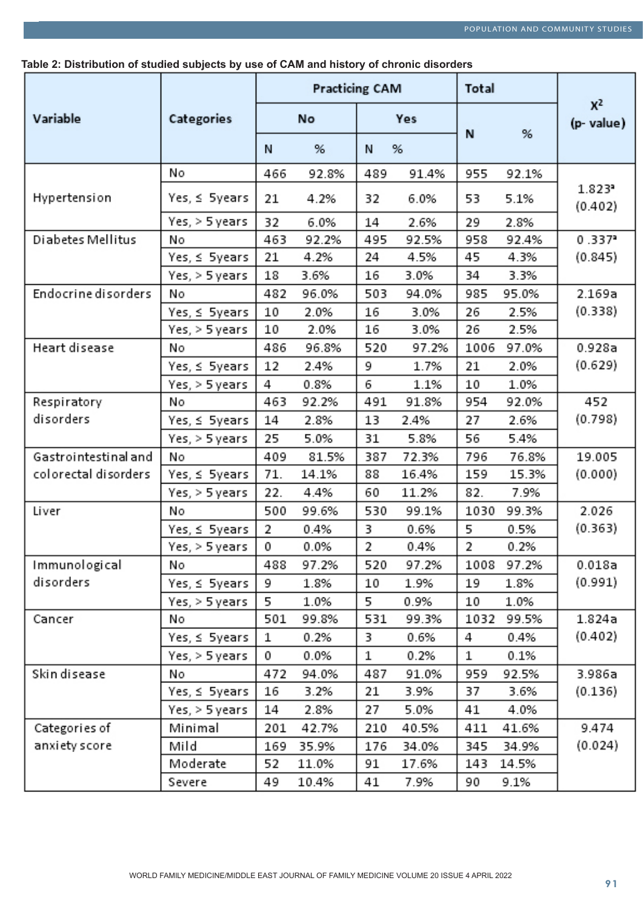**Table 2: Distribution of studied subjects by use of CAM and history of chronic disorders**

| Variable | Categories | Practicing CAM | | | | Total | | $X^2$ (p- value) |
|---|---|---|---|---|---|---|---|---|
| | | No | | Yes | | N | % | |
| | | N | % | N | % | | | |
| Hypertension | No | 466 | 92.8% | 489 | 91.4% | 955 | 92.1% | 1.823[a] (0.402) |
| | Yes, ≤ 5years | 21 | 4.2% | 32 | 6.0% | 53 | 5.1% | |
| | Yes, > 5 years | 32 | 6.0% | 14 | 2.6% | 29 | 2.8% | |
| Diabetes Mellitus | No | 463 | 92.2% | 495 | 92.5% | 958 | 92.4% | 0 .337[a] (0.845) |
| | Yes, ≤ 5years | 21 | 4.2% | 24 | 4.5% | 45 | 4.3% | |
| | Yes, > 5 years | 18 | 3.6% | 16 | 3.0% | 34 | 3.3% | |
| Endocrine disorders | No | 482 | 96.0% | 503 | 94.0% | 985 | 95.0% | 2.169a (0.338) |
| | Yes, ≤ 5years | 10 | 2.0% | 16 | 3.0% | 26 | 2.5% | |
| | Yes, > 5 years | 10 | 2.0% | 16 | 3.0% | 26 | 2.5% | |
| Heart disease | No | 486 | 96.8% | 520 | 97.2% | 1006 | 97.0% | 0.928a (0.629) |
| | Yes, ≤ 5years | 12 | 2.4% | 9 | 1.7% | 21 | 2.0% | |
| | Yes, > 5 years | 4 | 0.8% | 6 | 1.1% | 10 | 1.0% | |
| Respiratory disorders | No | 463 | 92.2% | 491 | 91.8% | 954 | 92.0% | 452 (0.798) |
| | Yes, ≤ 5years | 14 | 2.8% | 13 | 2.4% | 27 | 2.6% | |
| | Yes, > 5 years | 25 | 5.0% | 31 | 5.8% | 56 | 5.4% | |
| Gastrointestinal and colorectal disorders | No | 409 | 81.5% | 387 | 72.3% | 796 | 76.8% | 19.005 (0.000) |
| | Yes, ≤ 5years | 71. | 14.1% | 88 | 16.4% | 159 | 15.3% | |
| | Yes, > 5 years | 22. | 4.4% | 60 | 11.2% | 82. | 7.9% | |
| Liver | No | 500 | 99.6% | 530 | 99.1% | 1030 | 99.3% | 2.026 (0.363) |
| | Yes, ≤ 5years | 2 | 0.4% | 3 | 0.6% | 5 | 0.5% | |
| | Yes, > 5 years | 0 | 0.0% | 2 | 0.4% | 2 | 0.2% | |
| Immunological disorders | No | 488 | 97.2% | 520 | 97.2% | 1008 | 97.2% | 0.018a (0.991) |
| | Yes, ≤ 5years | 9 | 1.8% | 10 | 1.9% | 19 | 1.8% | |
| | Yes, > 5 years | 5 | 1.0% | 5 | 0.9% | 10 | 1.0% | |
| Cancer | No | 501 | 99.8% | 531 | 99.3% | 1032 | 99.5% | 1.824a (0.402) |
| | Yes, ≤ 5years | 1 | 0.2% | 3 | 0.6% | 4 | 0.4% | |
| | Yes, > 5 years | 0 | 0.0% | 1 | 0.2% | 1 | 0.1% | |
| Skin disease | No | 472 | 94.0% | 487 | 91.0% | 959 | 92.5% | 3.986a (0.136) |
| | Yes, ≤ 5years | 16 | 3.2% | 21 | 3.9% | 37 | 3.6% | |
| | Yes, > 5 years | 14 | 2.8% | 27 | 5.0% | 41 | 4.0% | |
| Categories of anxiety score | Minimal | 201 | 42.7% | 210 | 40.5% | 411 | 41.6% | 9.474 (0.024) |
| | Mild | 169 | 35.9% | 176 | 34.0% | 345 | 34.9% | |
| | Moderate | 52 | 11.0% | 91 | 17.6% | 143 | 14.5% | |
| | Severe | 49 | 10.4% | 41 | 7.9% | 90 | 9.1% | |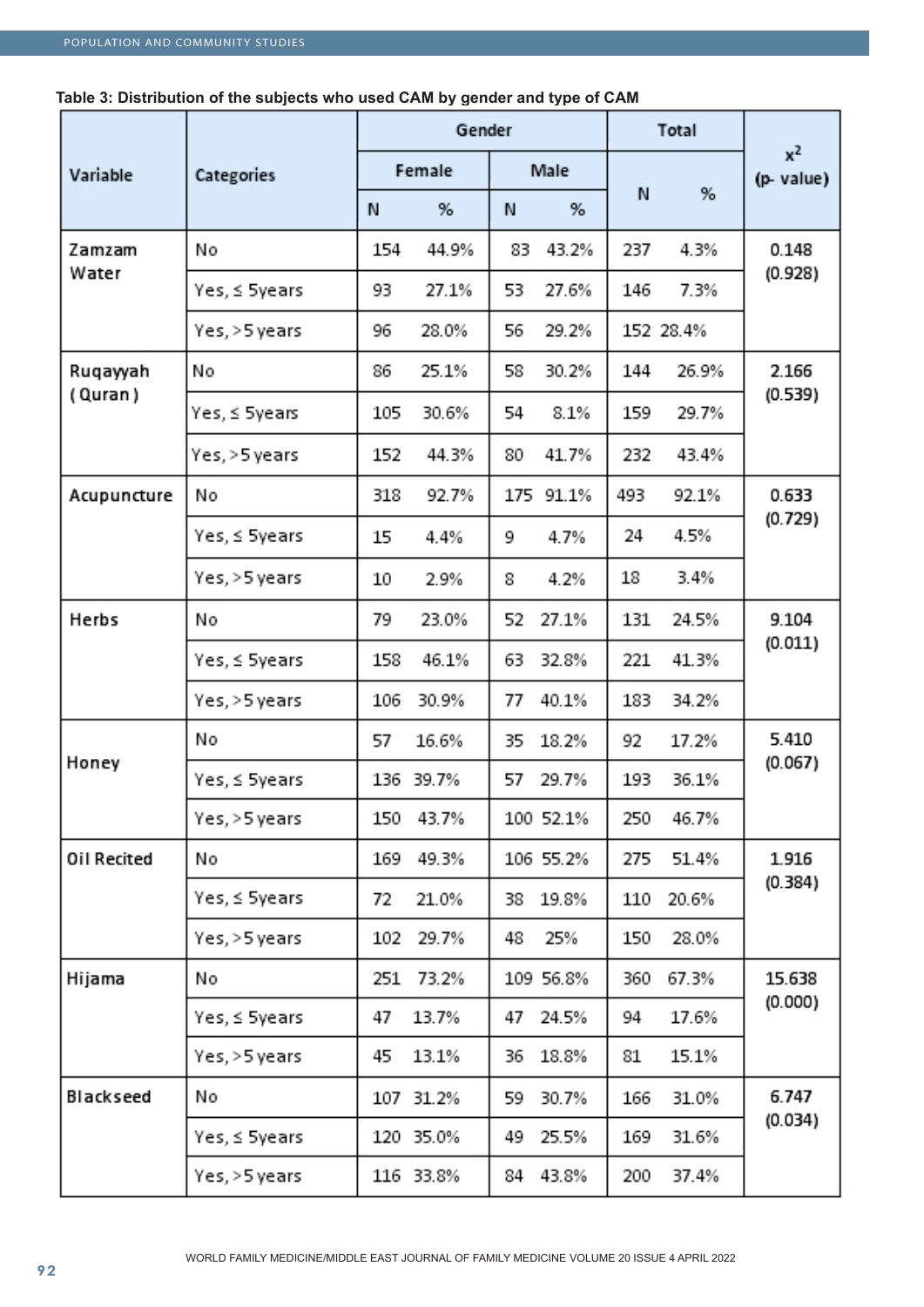**Table 3: Distribution of the subjects who used CAM by gender and type of CAM**

| Variable | Categories | Gender | | | | Total | | $x^2$ (p- value) |
|---|---|---|---|---|---|---|---|---|
| | | Female | | Male | | N | % | |
| | | N | % | N | % | | | |
| Zamzam Water | No | 154 | 44.9% | 83 | 43.2% | 237 | 4.3% | 0.148 (0.928) |
| | Yes, ≤ 5years | 93 | 27.1% | 53 | 27.6% | 146 | 7.3% | |
| | Yes, >5 years | 96 | 28.0% | 56 | 29.2% | 152 | 28.4% | |
| Ruqayyah (Quran) | No | 86 | 25.1% | 58 | 30.2% | 144 | 26.9% | 2.166 (0.539) |
| | Yes, ≤ 5years | 105 | 30.6% | 54 | 8.1% | 159 | 29.7% | |
| | Yes, >5 years | 152 | 44.3% | 80 | 41.7% | 232 | 43.4% | |
| Acupuncture | No | 318 | 92.7% | 175 | 91.1% | 493 | 92.1% | 0.633 (0.729) |
| | Yes, ≤ 5years | 15 | 4.4% | 9 | 4.7% | 24 | 4.5% | |
| | Yes, >5 years | 10 | 2.9% | 8 | 4.2% | 18 | 3.4% | |
| Herbs | No | 79 | 23.0% | 52 | 27.1% | 131 | 24.5% | 9.104 (0.011) |
| | Yes, ≤ 5years | 158 | 46.1% | 63 | 32.8% | 221 | 41.3% | |
| | Yes, >5 years | 106 | 30.9% | 77 | 40.1% | 183 | 34.2% | |
| Honey | No | 57 | 16.6% | 35 | 18.2% | 92 | 17.2% | 5.410 (0.067) |
| | Yes, ≤ 5years | 136 | 39.7% | 57 | 29.7% | 193 | 36.1% | |
| | Yes, >5 years | 150 | 43.7% | 100 | 52.1% | 250 | 46.7% | |
| Oil Recited | No | 169 | 49.3% | 106 | 55.2% | 275 | 51.4% | 1.916 (0.384) |
| | Yes, ≤ 5years | 72 | 21.0% | 38 | 19.8% | 110 | 20.6% | |
| | Yes, >5 years | 102 | 29.7% | 48 | 25% | 150 | 28.0% | |
| Hijama | No | 251 | 73.2% | 109 | 56.8% | 360 | 67.3% | 15.638 (0.000) |
| | Yes, ≤ 5years | 47 | 13.7% | 47 | 24.5% | 94 | 17.6% | |
| | Yes, >5 years | 45 | 13.1% | 36 | 18.8% | 81 | 15.1% | |
| Blackseed | No | 107 | 31.2% | 59 | 30.7% | 166 | 31.0% | 6.747 (0.034) |
| | Yes, ≤ 5years | 120 | 35.0% | 49 | 25.5% | 169 | 31.6% | |
| | Yes, >5 years | 116 | 33.8% | 84 | 43.8% | 200 | 37.4% | |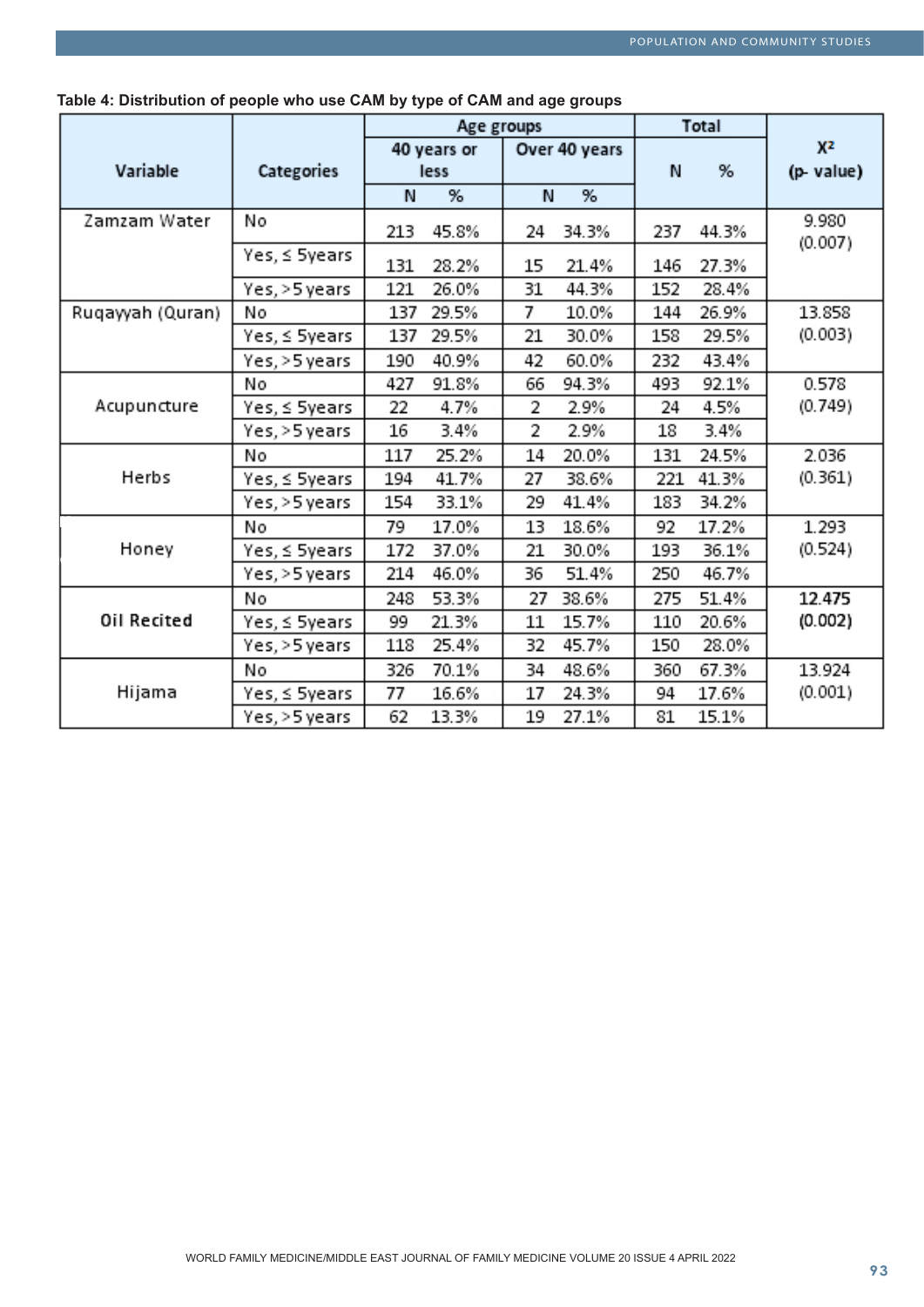**Table 4: Distribution of people who use CAM by type of CAM and age groups**

| Variable | Categories | Age groups | | | | Total | | $X^2$ (p- value) |
|---|---|---|---|---|---|---|---|---|
| | | 40 years or less | | Over 40 years | | N | % | |
| | | N | % | N | % | | | |
| Zamzam Water | No | 213 | 45.8% | 24 | 34.3% | 237 | 44.3% | 9.980 (0.007) |
| | Yes, ≤ 5years | 131 | 28.2% | 15 | 21.4% | 146 | 27.3% | |
| | Yes, >5 years | 121 | 26.0% | 31 | 44.3% | 152 | 28.4% | |
| Ruqayyah (Quran) | No | 137 | 29.5% | 7 | 10.0% | 144 | 26.9% | 13.858 (0.003) |
| | Yes, ≤ 5years | 137 | 29.5% | 21 | 30.0% | 158 | 29.5% | |
| | Yes, >5 years | 190 | 40.9% | 42 | 60.0% | 232 | 43.4% | |
| Acupuncture | No | 427 | 91.8% | 66 | 94.3% | 493 | 92.1% | 0.578 (0.749) |
| | Yes, ≤ 5years | 22 | 4.7% | 2 | 2.9% | 24 | 4.5% | |
| | Yes, >5 years | 16 | 3.4% | 2 | 2.9% | 18 | 3.4% | |
| Herbs | No | 117 | 25.2% | 14 | 20.0% | 131 | 24.5% | 2.036 (0.361) |
| | Yes, ≤ 5years | 194 | 41.7% | 27 | 38.6% | 221 | 41.3% | |
| | Yes, >5 years | 154 | 33.1% | 29 | 41.4% | 183 | 34.2% | |
| Honey | No | 79 | 17.0% | 13 | 18.6% | 92 | 17.2% | 1.293 (0.524) |
| | Yes, ≤ 5years | 172 | 37.0% | 21 | 30.0% | 193 | 36.1% | |
| | Yes, >5 years | 214 | 46.0% | 36 | 51.4% | 250 | 46.7% | |
| **Oil Recited** | No | 248 | 53.3% | 27 | 38.6% | 275 | 51.4% | **12.475 (0.002)** |
| | Yes, ≤ 5years | 99 | 21.3% | 11 | 15.7% | 110 | 20.6% | |
| | Yes, >5 years | 118 | 25.4% | 32 | 45.7% | 150 | 28.0% | |
| Hijama | No | 326 | 70.1% | 34 | 48.6% | 360 | 67.3% | 13.924 (0.001) |
| | Yes, ≤ 5years | 77 | 16.6% | 17 | 24.3% | 94 | 17.6% | |
| | Yes, >5 years | 62 | 13.3% | 19 | 27.1% | 81 | 15.1% | |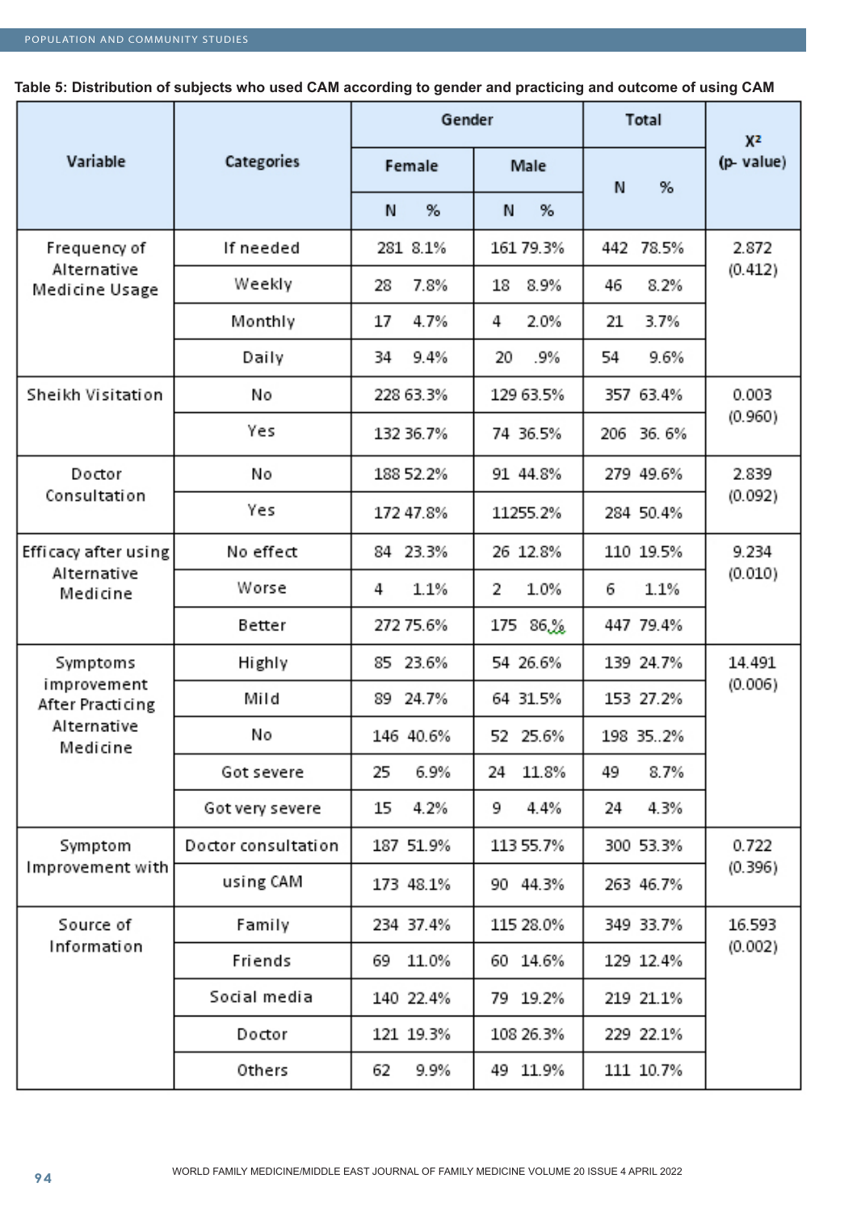**Table 5: Distribution of subjects who used CAM according to gender and practicing and outcome of using CAM**

| Variable | Categories | Gender | | | | Total | | $X^2$ (p- value) |
|---|---|---|---|---|---|---|---|---|
| | | Female | | Male | | N | % | |
| | | N | % | N | % | | | |
| Frequency of Alternative Medicine Usage | If needed | 281 | 8.1% | 161 | 79.3% | 442 | 78.5% | 2.872 (0.412) |
| | Weekly | 28 | 7.8% | 18 | 8.9% | 46 | 8.2% | |
| | Monthly | 17 | 4.7% | 4 | 2.0% | 21 | 3.7% | |
| | Daily | 34 | 9.4% | 20 | .9% | 54 | 9.6% | |
| Sheikh Visitation | No | 228 | 63.3% | 129 | 63.5% | 357 | 63.4% | 0.003 (0.960) |
| | Yes | 132 | 36.7% | 74 | 36.5% | 206 | 36. 6% | |
| Doctor Consultation | No | 188 | 52.2% | 91 | 44.8% | 279 | 49.6% | 2.839 (0.092) |
| | Yes | 172 | 47.8% | 112 | 55.2% | 284 | 50.4% | |
| Efficacy after using Alternative Medicine | No effect | 84 | 23.3% | 26 | 12.8% | 110 | 19.5% | 9.234 (0.010) |
| | Worse | 4 | 1.1% | 2 | 1.0% | 6 | 1.1% | |
| | Better | 272 | 75.6% | 175 | 86.% | 447 | 79.4% | |
| Symptoms improvement After Practicing Alternative Medicine | Highly | 85 | 23.6% | 54 | 26.6% | 139 | 24.7% | 14.491 (0.006) |
| | Mild | 89 | 24.7% | 64 | 31.5% | 153 | 27.2% | |
| | No | 146 | 40.6% | 52 | 25.6% | 198 | 35..2% | |
| | Got severe | 25 | 6.9% | 24 | 11.8% | 49 | 8.7% | |
| | Got very severe | 15 | 4.2% | 9 | 4.4% | 24 | 4.3% | |
| Symptom Improvement with | Doctor consultation | 187 | 51.9% | 113 | 55.7% | 300 | 53.3% | 0.722 (0.396) |
| | using CAM | 173 | 48.1% | 90 | 44.3% | 263 | 46.7% | |
| Source of Information | Family | 234 | 37.4% | 115 | 28.0% | 349 | 33.7% | 16.593 (0.002) |
| | Friends | 69 | 11.0% | 60 | 14.6% | 129 | 12.4% | |
| | Social media | 140 | 22.4% | 79 | 19.2% | 219 | 21.1% | |
| | Doctor | 121 | 19.3% | 108 | 26.3% | 229 | 22.1% | |
| | Others | 62 | 9.9% | 49 | 11.9% | 111 | 10.7% | |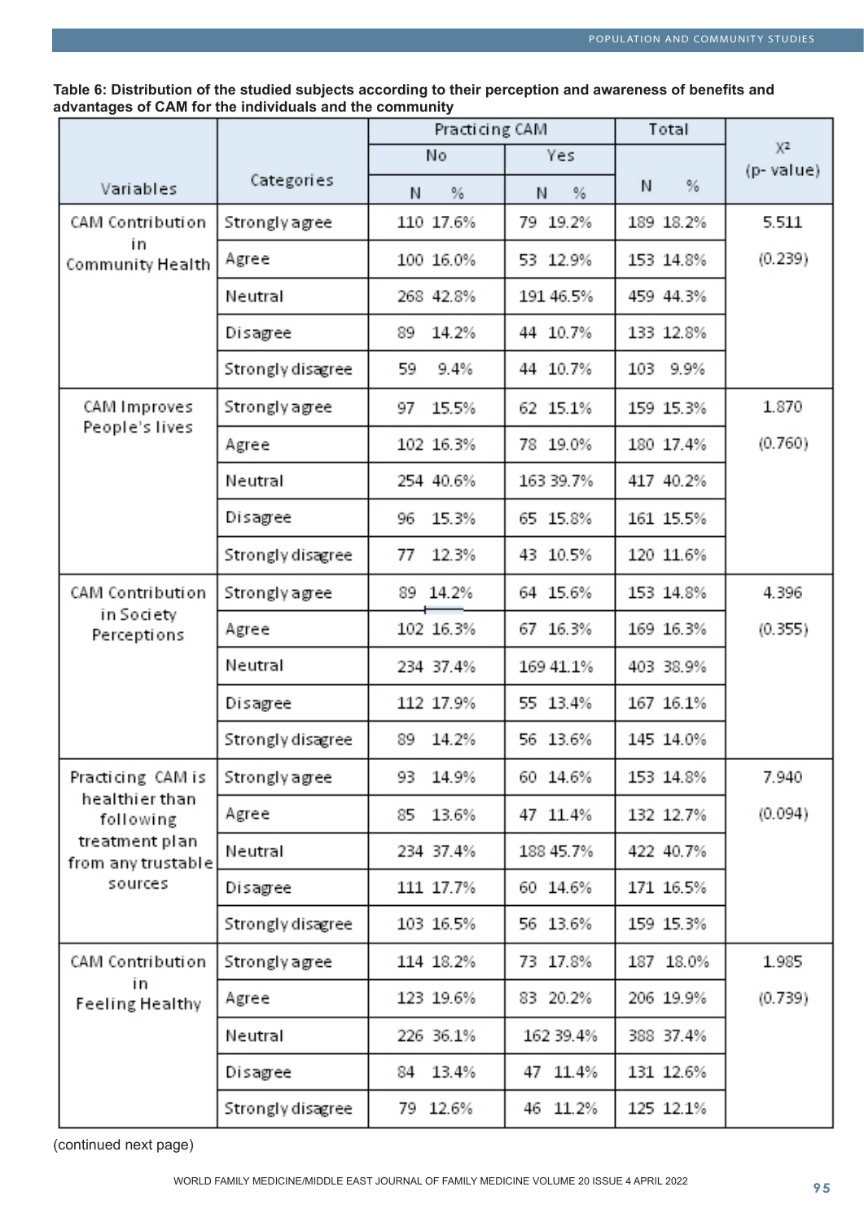**Table 6: Distribution of the studied subjects according to their perception and awareness of benefits and advantages of CAM for the individuals and the community**

| Variables | Categories | Practicing CAM | | | | Total | | $X^2$ (p- value) |
|---|---|---|---|---|---|---|---|---|
| | | No | | Yes | | | | |
| | | N | % | N | % | N | % | |
| CAM Contribution in Community Health | Strongly agree | 110 | 17.6% | 79 | 19.2% | 189 | 18.2% | 5.511 |
| | Agree | 100 | 16.0% | 53 | 12.9% | 153 | 14.8% | (0.239) |
| | Neutral | 268 | 42.8% | 191 | 46.5% | 459 | 44.3% | |
| | Disagree | 89 | 14.2% | 44 | 10.7% | 133 | 12.8% | |
| | Strongly disagree | 59 | 9.4% | 44 | 10.7% | 103 | 9.9% | |
| CAM Improves People's lives | Strongly agree | 97 | 15.5% | 62 | 15.1% | 159 | 15.3% | 1.870 |
| | Agree | 102 | 16.3% | 78 | 19.0% | 180 | 17.4% | (0.760) |
| | Neutral | 254 | 40.6% | 163 | 39.7% | 417 | 40.2% | |
| | Disagree | 96 | 15.3% | 65 | 15.8% | 161 | 15.5% | |
| | Strongly disagree | 77 | 12.3% | 43 | 10.5% | 120 | 11.6% | |
| CAM Contribution in Society Perceptions | Strongly agree | 89 | 14.2% | 64 | 15.6% | 153 | 14.8% | 4.396 |
| | Agree | 102 | 16.3% | 67 | 16.3% | 169 | 16.3% | (0.355) |
| | Neutral | 234 | 37.4% | 169 | 41.1% | 403 | 38.9% | |
| | Disagree | 112 | 17.9% | 55 | 13.4% | 167 | 16.1% | |
| | Strongly disagree | 89 | 14.2% | 56 | 13.6% | 145 | 14.0% | |
| Practicing CAM is healthier than following treatment plan from any trustable sources | Strongly agree | 93 | 14.9% | 60 | 14.6% | 153 | 14.8% | 7.940 |
| | Agree | 85 | 13.6% | 47 | 11.4% | 132 | 12.7% | (0.094) |
| | Neutral | 234 | 37.4% | 188 | 45.7% | 422 | 40.7% | |
| | Disagree | 111 | 17.7% | 60 | 14.6% | 171 | 16.5% | |
| | Strongly disagree | 103 | 16.5% | 56 | 13.6% | 159 | 15.3% | |
| CAM Contribution in Feeling Healthy | Strongly agree | 114 | 18.2% | 73 | 17.8% | 187 | 18.0% | 1.985 |
| | Agree | 123 | 19.6% | 83 | 20.2% | 206 | 19.9% | (0.739) |
| | Neutral | 226 | 36.1% | 162 | 39.4% | 388 | 37.4% | |
| | Disagree | 84 | 13.4% | 47 | 11.4% | 131 | 12.6% | |
| | Strongly disagree | 79 | 12.6% | 46 | 11.2% | 125 | 12.1% | |

(continued next page)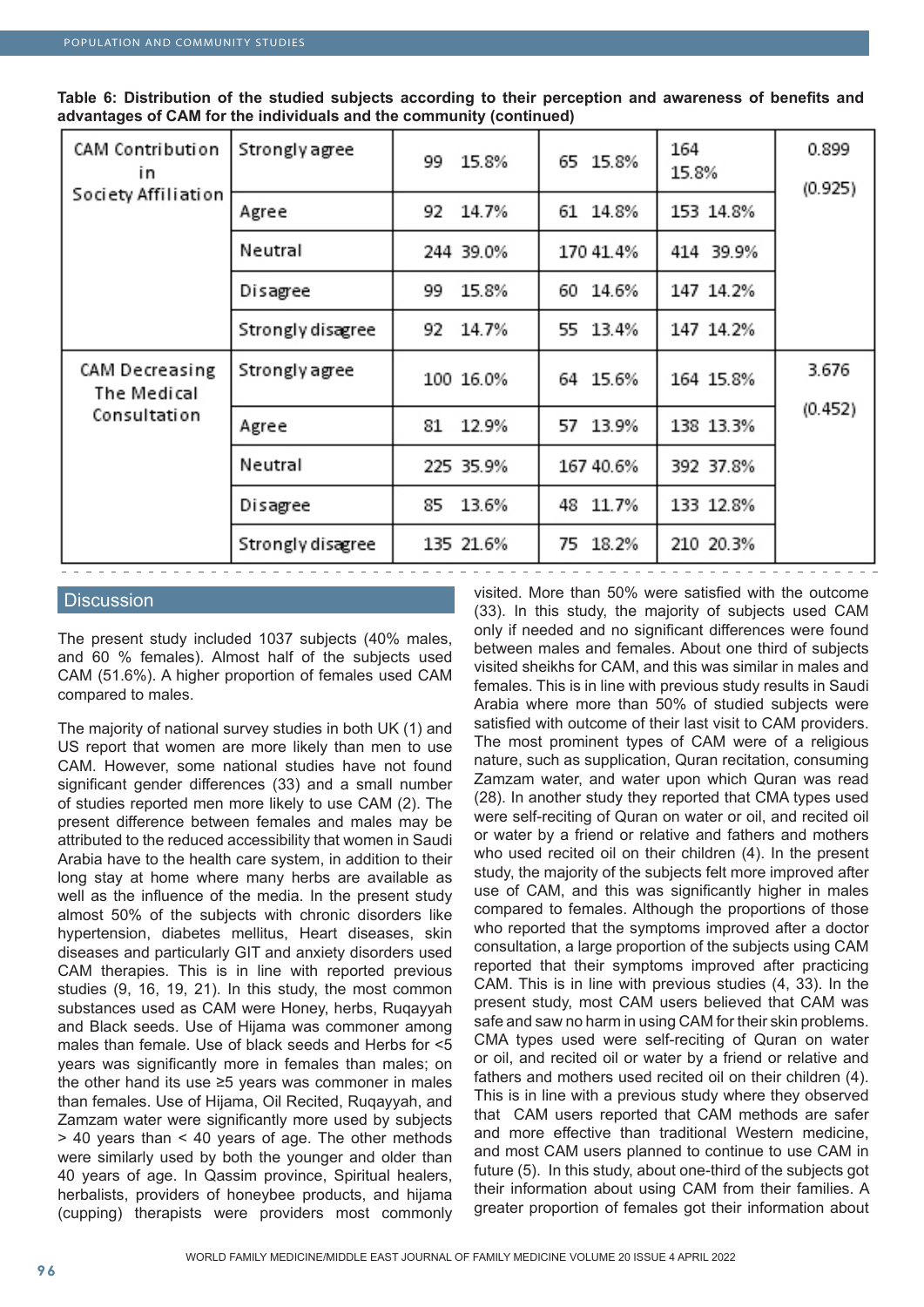**Table 6: Distribution of the studied subjects according to their perception and awareness of benefits and advantages of CAM for the individuals and the community (continued)**

| | | | | | |
|---|---|---|---|---|---|
| CAM Contribution in Society Affiliation | Strongly agree | 99 15.8% | 65 15.8% | 164 15.8% | 0.899 (0.925) |
| | Agree | 92 14.7% | 61 14.8% | 153 14.8% | |
| | Neutral | 244 39.0% | 170 41.4% | 414 39.9% | |
| | Disagree | 99 15.8% | 60 14.6% | 147 14.2% | |
| | Strongly disagree | 92 14.7% | 55 13.4% | 147 14.2% | |
| CAM Decreasing The Medical Consultation | Strongly agree | 100 16.0% | 64 15.6% | 164 15.8% | 3.676 (0.452) |
| | Agree | 81 12.9% | 57 13.9% | 138 13.3% | |
| | Neutral | 225 35.9% | 167 40.6% | 392 37.8% | |
| | Disagree | 85 13.6% | 48 11.7% | 133 12.8% | |
| | Strongly disagree | 135 21.6% | 75 18.2% | 210 20.3% | |

## Discussion

The present study included 1037 subjects (40% males, and 60 % females). Almost half of the subjects used CAM (51.6%). A higher proportion of females used CAM compared to males.

The majority of national survey studies in both UK (1) and US report that women are more likely than men to use CAM. However, some national studies have not found significant gender differences (33) and a small number of studies reported men more likely to use CAM (2). The present difference between females and males may be attributed to the reduced accessibility that women in Saudi Arabia have to the health care system, in addition to their long stay at home where many herbs are available as well as the influence of the media. In the present study almost 50% of the subjects with chronic disorders like hypertension, diabetes mellitus, Heart diseases, skin diseases and particularly GIT and anxiety disorders used CAM therapies. This is in line with reported previous studies (9, 16, 19, 21). In this study, the most common substances used as CAM were Honey, herbs, Ruqayyah and Black seeds. Use of Hijama was commoner among males than female. Use of black seeds and Herbs for <5 years was significantly more in females than males; on the other hand its use ≥5 years was commoner in males than females. Use of Hijama, Oil Recited, Ruqayyah, and Zamzam water were significantly more used by subjects > 40 years than < 40 years of age. The other methods were similarly used by both the younger and older than 40 years of age. In Qassim province, Spiritual healers, herbalists, providers of honeybee products, and hijama (cupping) therapists were providers most commonly visited. More than 50% were satisfied with the outcome (33). In this study, the majority of subjects used CAM only if needed and no significant differences were found between males and females. About one third of subjects visited sheikhs for CAM, and this was similar in males and females. This is in line with previous study results in Saudi Arabia where more than 50% of studied subjects were satisfied with outcome of their last visit to CAM providers. The most prominent types of CAM were of a religious nature, such as supplication, Quran recitation, consuming Zamzam water, and water upon which Quran was read (28). In another study they reported that CMA types used were self-reciting of Quran on water or oil, and recited oil or water by a friend or relative and fathers and mothers who used recited oil on their children (4). In the present study, the majority of the subjects felt more improved after use of CAM, and this was significantly higher in males compared to females. Although the proportions of those who reported that the symptoms improved after a doctor consultation, a large proportion of the subjects using CAM reported that their symptoms improved after practicing CAM. This is in line with previous studies (4, 33). In the present study, most CAM users believed that CAM was safe and saw no harm in using CAM for their skin problems. CMA types used were self-reciting of Quran on water or oil, and recited oil or water by a friend or relative and fathers and mothers used recited oil on their children (4). This is in line with a previous study where they observed that CAM users reported that CAM methods are safer and more effective than traditional Western medicine, and most CAM users planned to continue to use CAM in future (5). In this study, about one-third of the subjects got their information about using CAM from their families. A greater proportion of females got their information about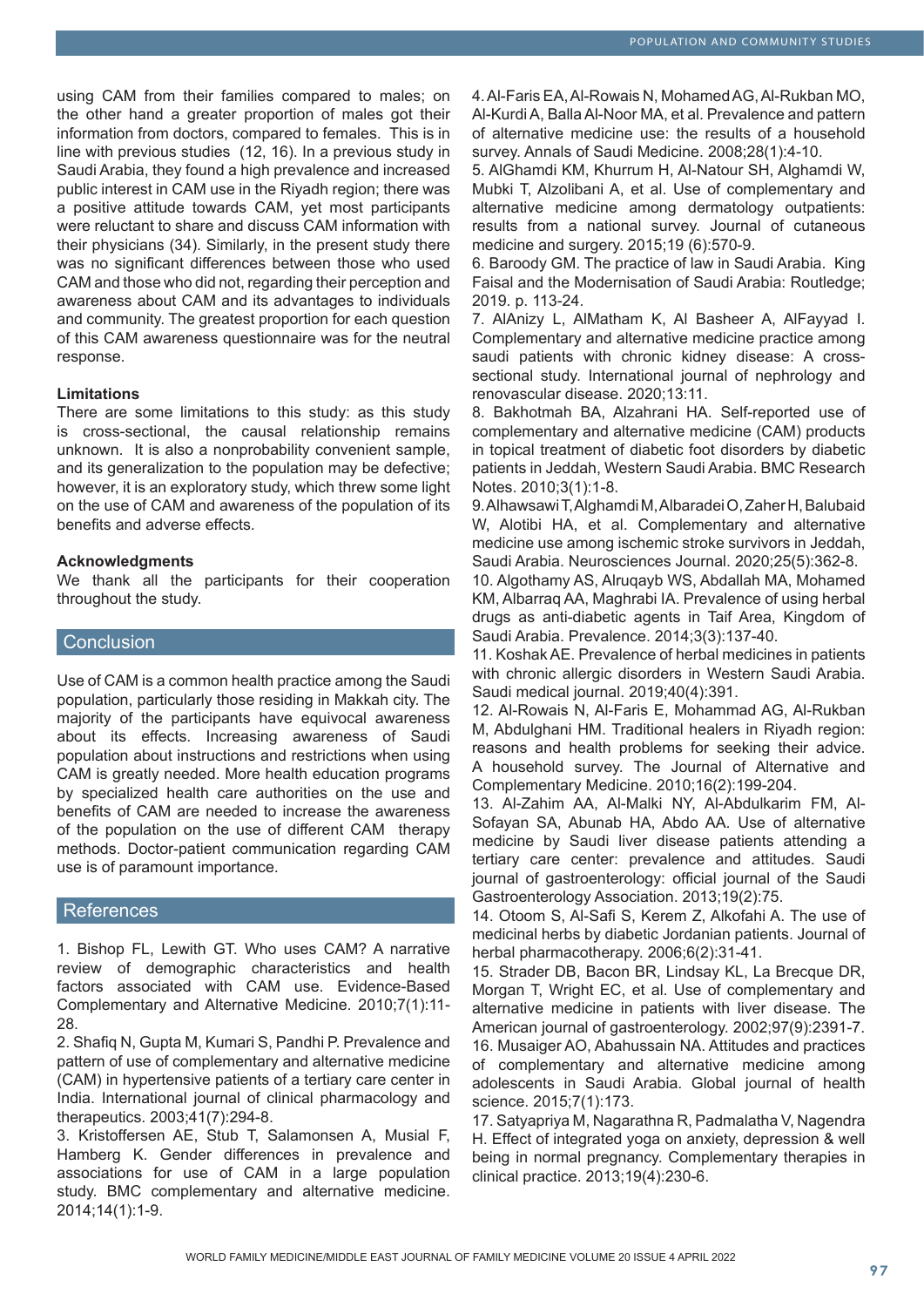using CAM from their families compared to males; on the other hand a greater proportion of males got their information from doctors, compared to females. This is in line with previous studies (12, 16). In a previous study in Saudi Arabia, they found a high prevalence and increased public interest in CAM use in the Riyadh region; there was a positive attitude towards CAM, yet most participants were reluctant to share and discuss CAM information with their physicians (34). Similarly, in the present study there was no significant differences between those who used CAM and those who did not, regarding their perception and awareness about CAM and its advantages to individuals and community. The greatest proportion for each question of this CAM awareness questionnaire was for the neutral response.

**Limitations**

There are some limitations to this study: as this study is cross-sectional, the causal relationship remains unknown. It is also a nonprobability convenient sample, and its generalization to the population may be defective; however, it is an exploratory study, which threw some light on the use of CAM and awareness of the population of its benefits and adverse effects.

**Acknowledgments**

We thank all the participants for their cooperation throughout the study.

## Conclusion

Use of CAM is a common health practice among the Saudi population, particularly those residing in Makkah city. The majority of the participants have equivocal awareness about its effects. Increasing awareness of Saudi population about instructions and restrictions when using CAM is greatly needed. More health education programs by specialized health care authorities on the use and benefits of CAM are needed to increase the awareness of the population on the use of different CAM therapy methods. Doctor-patient communication regarding CAM use is of paramount importance.

## References

1. Bishop FL, Lewith GT. Who uses CAM? A narrative review of demographic characteristics and health factors associated with CAM use. Evidence-Based Complementary and Alternative Medicine. 2010;7(1):11-28.
2. Shafiq N, Gupta M, Kumari S, Pandhi P. Prevalence and pattern of use of complementary and alternative medicine (CAM) in hypertensive patients of a tertiary care center in India. International journal of clinical pharmacology and therapeutics. 2003;41(7):294-8.
3. Kristoffersen AE, Stub T, Salamonsen A, Musial F, Hamberg K. Gender differences in prevalence and associations for use of CAM in a large population study. BMC complementary and alternative medicine. 2014;14(1):1-9.
4. Al-Faris EA, Al-Rowais N, Mohamed AG, Al-Rukban MO, Al-Kurdi A, Balla Al-Noor MA, et al. Prevalence and pattern of alternative medicine use: the results of a household survey. Annals of Saudi Medicine. 2008;28(1):4-10.
5. AlGhamdi KM, Khurrum H, Al-Natour SH, Alghamdi W, Mubki T, Alzolibani A, et al. Use of complementary and alternative medicine among dermatology outpatients: results from a national survey. Journal of cutaneous medicine and surgery. 2015;19 (6):570-9.
6. Baroody GM. The practice of law in Saudi Arabia. King Faisal and the Modernisation of Saudi Arabia: Routledge; 2019. p. 113-24.
7. AlAnizy L, AlMatham K, Al Basheer A, AlFayyad I. Complementary and alternative medicine practice among saudi patients with chronic kidney disease: A cross-sectional study. International journal of nephrology and renovascular disease. 2020;13:11.
8. Bakhotmah BA, Alzahrani HA. Self-reported use of complementary and alternative medicine (CAM) products in topical treatment of diabetic foot disorders by diabetic patients in Jeddah, Western Saudi Arabia. BMC Research Notes. 2010;3(1):1-8.
9. Alhawsawi T, Alghamdi M, Albaradei O, Zaher H, Balubaid W, Alotibi HA, et al. Complementary and alternative medicine use among ischemic stroke survivors in Jeddah, Saudi Arabia. Neurosciences Journal. 2020;25(5):362-8.
10. Algothamy AS, Alruqayb WS, Abdallah MA, Mohamed KM, Albarraq AA, Maghrabi IA. Prevalence of using herbal drugs as anti-diabetic agents in Taif Area, Kingdom of Saudi Arabia. Prevalence. 2014;3(3):137-40.
11. Koshak AE. Prevalence of herbal medicines in patients with chronic allergic disorders in Western Saudi Arabia. Saudi medical journal. 2019;40(4):391.
12. Al-Rowais N, Al-Faris E, Mohammad AG, Al-Rukban M, Abdulghani HM. Traditional healers in Riyadh region: reasons and health problems for seeking their advice. A household survey. The Journal of Alternative and Complementary Medicine. 2010;16(2):199-204.
13. Al-Zahim AA, Al-Malki NY, Al-Abdulkarim FM, Al-Sofayan SA, Abunab HA, Abdo AA. Use of alternative medicine by Saudi liver disease patients attending a tertiary care center: prevalence and attitudes. Saudi journal of gastroenterology: official journal of the Saudi Gastroenterology Association. 2013;19(2):75.
14. Otoom S, Al-Safi S, Kerem Z, Alkofahi A. The use of medicinal herbs by diabetic Jordanian patients. Journal of herbal pharmacotherapy. 2006;6(2):31-41.
15. Strader DB, Bacon BR, Lindsay KL, La Brecque DR, Morgan T, Wright EC, et al. Use of complementary and alternative medicine in patients with liver disease. The American journal of gastroenterology. 2002;97(9):2391-7.
16. Musaiger AO, Abahussain NA. Attitudes and practices of complementary and alternative medicine among adolescents in Saudi Arabia. Global journal of health science. 2015;7(1):173.
17. Satyapriya M, Nagarathna R, Padmalatha V, Nagendra H. Effect of integrated yoga on anxiety, depression & well being in normal pregnancy. Complementary therapies in clinical practice. 2013;19(4):230-6.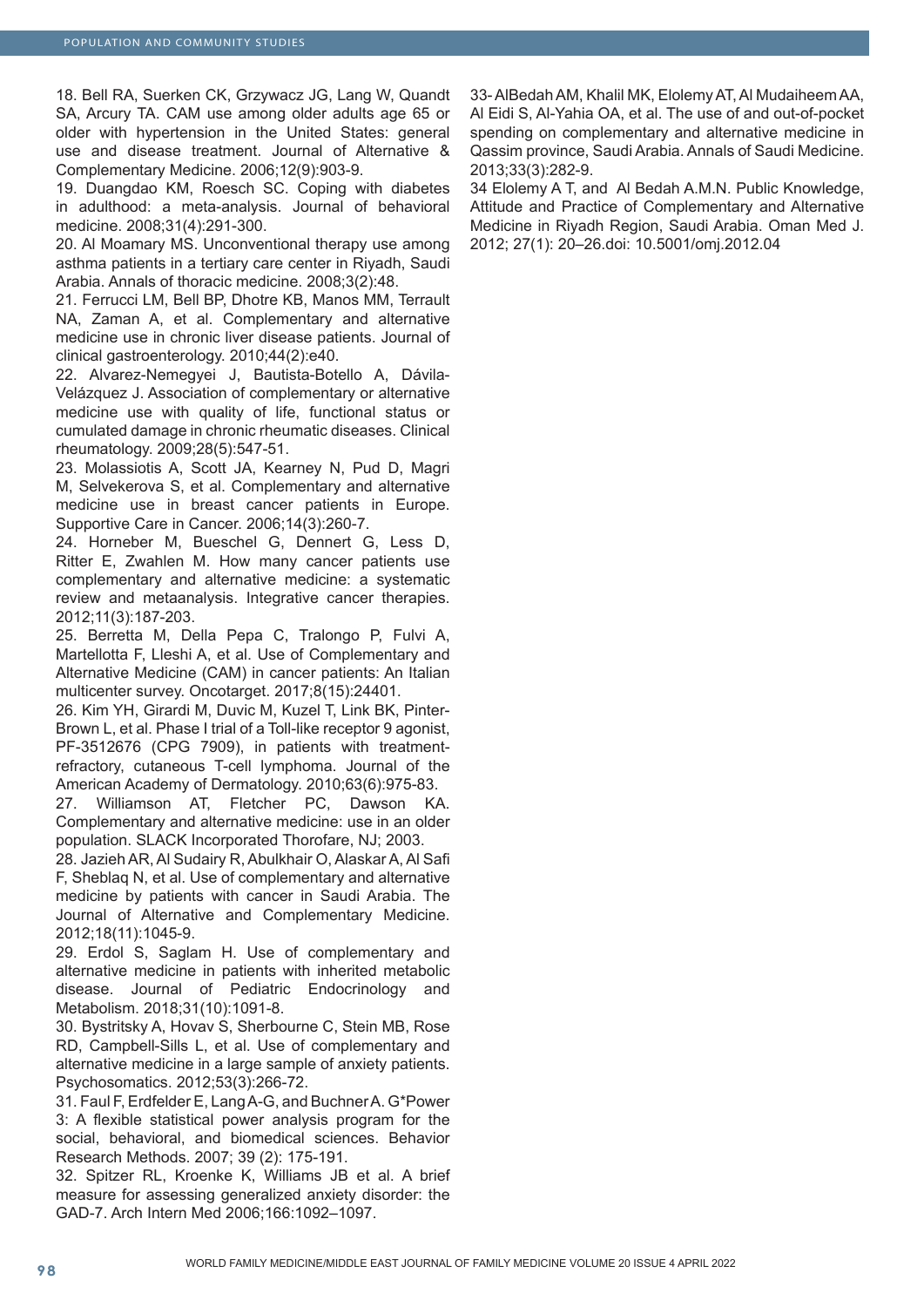18. Bell RA, Suerken CK, Grzywacz JG, Lang W, Quandt SA, Arcury TA. CAM use among older adults age 65 or older with hypertension in the United States: general use and disease treatment. Journal of Alternative & Complementary Medicine. 2006;12(9):903-9.

19. Duangdao KM, Roesch SC. Coping with diabetes in adulthood: a meta-analysis. Journal of behavioral medicine. 2008;31(4):291-300.

20. Al Moamary MS. Unconventional therapy use among asthma patients in a tertiary care center in Riyadh, Saudi Arabia. Annals of thoracic medicine. 2008;3(2):48.

21. Ferrucci LM, Bell BP, Dhotre KB, Manos MM, Terrault NA, Zaman A, et al. Complementary and alternative medicine use in chronic liver disease patients. Journal of clinical gastroenterology. 2010;44(2):e40.

22. Alvarez-Nemegyei J, Bautista-Botello A, Dávila-Velázquez J. Association of complementary or alternative medicine use with quality of life, functional status or cumulated damage in chronic rheumatic diseases. Clinical rheumatology. 2009;28(5):547-51.

23. Molassiotis A, Scott JA, Kearney N, Pud D, Magri M, Selvekerova S, et al. Complementary and alternative medicine use in breast cancer patients in Europe. Supportive Care in Cancer. 2006;14(3):260-7.

24. Horneber M, Bueschel G, Dennert G, Less D, Ritter E, Zwahlen M. How many cancer patients use complementary and alternative medicine: a systematic review and metaanalysis. Integrative cancer therapies. 2012;11(3):187-203.

25. Berretta M, Della Pepa C, Tralongo P, Fulvi A, Martellotta F, Lleshi A, et al. Use of Complementary and Alternative Medicine (CAM) in cancer patients: An Italian multicenter survey. Oncotarget. 2017;8(15):24401.

26. Kim YH, Girardi M, Duvic M, Kuzel T, Link BK, Pinter-Brown L, et al. Phase I trial of a Toll-like receptor 9 agonist, PF-3512676 (CPG 7909), in patients with treatment-refractory, cutaneous T-cell lymphoma. Journal of the American Academy of Dermatology. 2010;63(6):975-83.

27. Williamson AT, Fletcher PC, Dawson KA. Complementary and alternative medicine: use in an older population. SLACK Incorporated Thorofare, NJ; 2003.

28. Jazieh AR, Al Sudairy R, Abulkhair O, Alaskar A, Al Safi F, Sheblaq N, et al. Use of complementary and alternative medicine by patients with cancer in Saudi Arabia. The Journal of Alternative and Complementary Medicine. 2012;18(11):1045-9.

29. Erdol S, Saglam H. Use of complementary and alternative medicine in patients with inherited metabolic disease. Journal of Pediatric Endocrinology and Metabolism. 2018;31(10):1091-8.

30. Bystritsky A, Hovav S, Sherbourne C, Stein MB, Rose RD, Campbell-Sills L, et al. Use of complementary and alternative medicine in a large sample of anxiety patients. Psychosomatics. 2012;53(3):266-72.

31. Faul F, Erdfelder E, Lang A-G, and Buchner A. G*Power 3: A flexible statistical power analysis program for the social, behavioral, and biomedical sciences. Behavior Research Methods. 2007; 39 (2): 175-191.

32. Spitzer RL, Kroenke K, Williams JB et al. A brief measure for assessing generalized anxiety disorder: the GAD-7. Arch Intern Med 2006;166:1092–1097.

33- AlBedah AM, Khalil MK, Elolemy AT, Al Mudaiheem AA, Al Eidi S, Al-Yahia OA, et al. The use of and out-of-pocket spending on complementary and alternative medicine in Qassim province, Saudi Arabia. Annals of Saudi Medicine. 2013;33(3):282-9.

34 Elolemy A T, and Al Bedah A.M.N. Public Knowledge, Attitude and Practice of Complementary and Alternative Medicine in Riyadh Region, Saudi Arabia. Oman Med J. 2012; 27(1): 20–26.doi: 10.5001/omj.2012.04